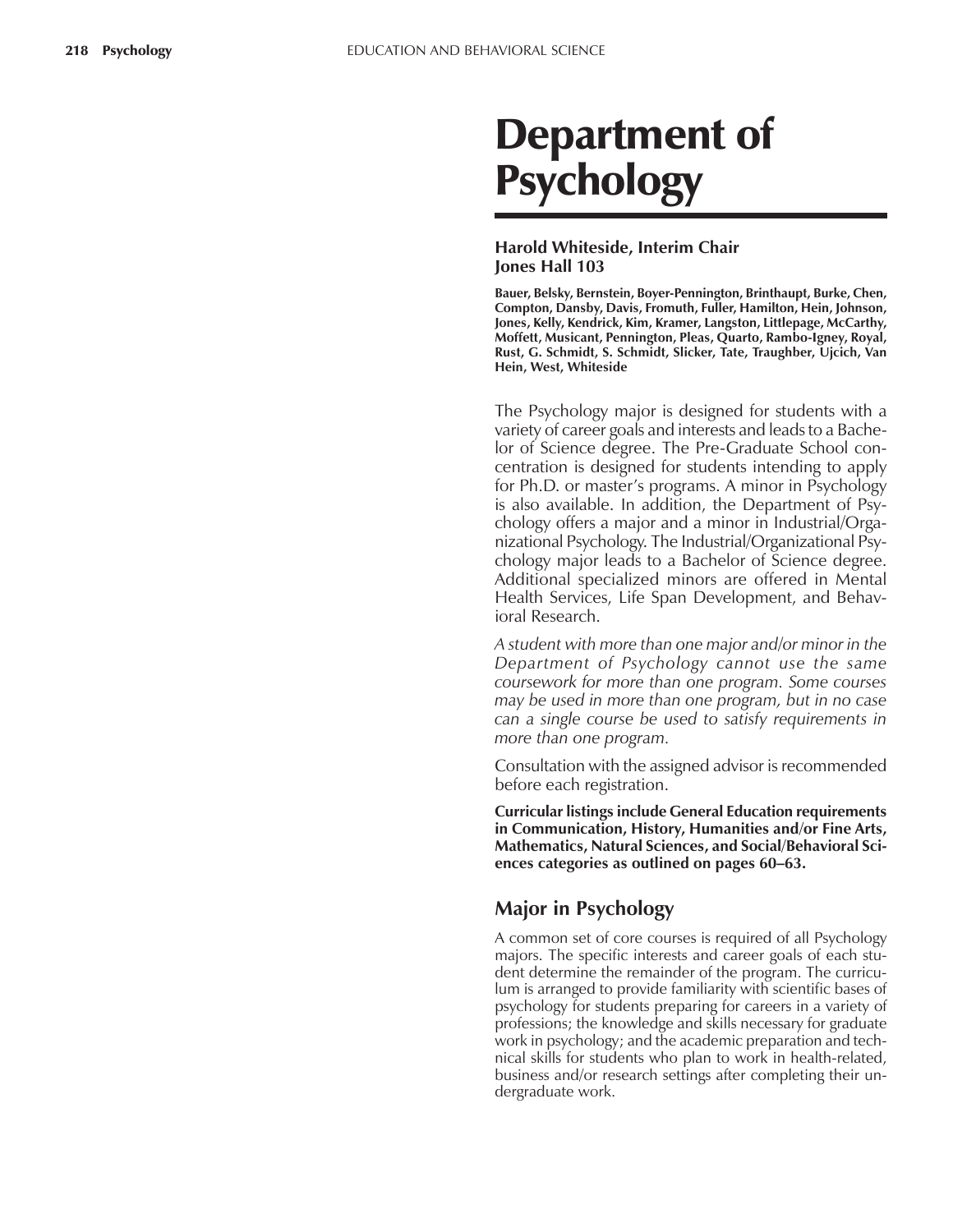# Department of Psychology

**Harold Whiteside, Interim Chair**
**Jones Hall 103**

**Bauer, Belsky, Bernstein, Boyer-Pennington, Brinthaupt, Burke, Chen, Compton, Dansby, Davis, Fromuth, Fuller, Hamilton, Hein, Johnson, Jones, Kelly, Kendrick, Kim, Kramer, Langston, Littlepage, McCarthy, Moffett, Musicant, Pennington, Pleas, Quarto, Rambo-Igney, Royal, Rust, G. Schmidt, S. Schmidt, Slicker, Tate, Traughber, Ujcich, Van Hein, West, Whiteside**

The Psychology major is designed for students with a variety of career goals and interests and leads to a Bachelor of Science degree. The Pre-Graduate School concentration is designed for students intending to apply for Ph.D. or master's programs. A minor in Psychology is also available. In addition, the Department of Psychology offers a major and a minor in Industrial/Organizational Psychology. The Industrial/Organizational Psychology major leads to a Bachelor of Science degree. Additional specialized minors are offered in Mental Health Services, Life Span Development, and Behavioral Research.

*A student with more than one major and/or minor in the Department of Psychology cannot use the same coursework for more than one program. Some courses may be used in more than one program, but in no case can a single course be used to satisfy requirements in more than one program.*

Consultation with the assigned advisor is recommended before each registration.

**Curricular listings include General Education requirements in Communication, History, Humanities and/or Fine Arts, Mathematics, Natural Sciences, and Social/Behavioral Sciences categories as outlined on pages 60–63.**

## Major in Psychology

A common set of core courses is required of all Psychology majors. The specific interests and career goals of each student determine the remainder of the program. The curriculum is arranged to provide familiarity with scientific bases of psychology for students preparing for careers in a variety of professions; the knowledge and skills necessary for graduate work in psychology; and the academic preparation and technical skills for students who plan to work in health-related, business and/or research settings after completing their undergraduate work.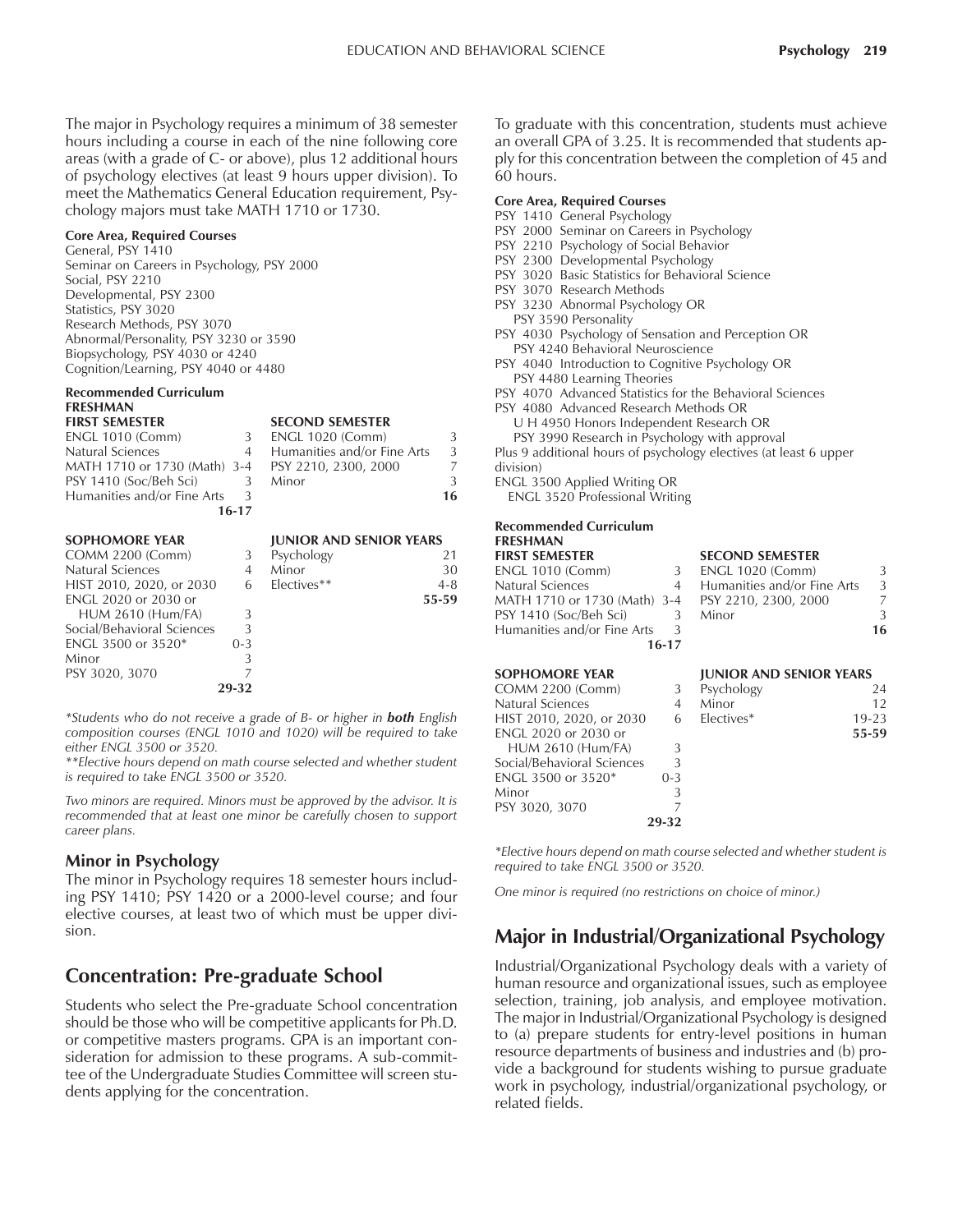The major in Psychology requires a minimum of 38 semester hours including a course in each of the nine following core areas (with a grade of C- or above), plus 12 additional hours of psychology electives (at least 9 hours upper division). To meet the Mathematics General Education requirement, Psychology majors must take MATH 1710 or 1730.

**Core Area, Required Courses**

General, PSY 1410
Seminar on Careers in Psychology, PSY 2000
Social, PSY 2210
Developmental, PSY 2300
Statistics, PSY 3020
Research Methods, PSY 3070
Abnormal/Personality, PSY 3230 or 3590
Biopsychology, PSY 4030 or 4240
Cognition/Learning, PSY 4040 or 4480

**Recommended Curriculum**

**FRESHMAN**

| FIRST SEMESTER | | SECOND SEMESTER | |
|---|---|---|---|
| ENGL 1010 (Comm) | 3 | ENGL 1020 (Comm) | 3 |
| Natural Sciences | 4 | Humanities and/or Fine Arts | 3 |
| MATH 1710 or 1730 (Math) | 3-4 | PSY 2210, 2300, 2000 | 7 |
| PSY 1410 (Soc/Beh Sci) | 3 | Minor | 3 |
| Humanities and/or Fine Arts | 3 | | **16** |
| | **16-17** | | |

| SOPHOMORE YEAR | | JUNIOR AND SENIOR YEARS | |
|---|---|---|---|
| COMM 2200 (Comm) | 3 | Psychology | 21 |
| Natural Sciences | 4 | Minor | 30 |
| HIST 2010, 2020, or 2030 | 6 | Electives** | 4-8 |
| ENGL 2020 or 2030 or HUM 2610 (Hum/FA) | 3 | | **55-59** |
| Social/Behavioral Sciences | 3 | | |
| ENGL 3500 or 3520* | 0-3 | | |
| Minor | 3 | | |
| PSY 3020, 3070 | 7 | | |
| | **29-32** | | |

*\*Students who do not receive a grade of B- or higher in **both** English composition courses (ENGL 1010 and 1020) will be required to take either ENGL 3500 or 3520.*

*\*\*Elective hours depend on math course selected and whether student is required to take ENGL 3500 or 3520.*

*Two minors are required. Minors must be approved by the advisor. It is recommended that at least one minor be carefully chosen to support career plans.*

### Minor in Psychology

The minor in Psychology requires 18 semester hours including PSY 1410; PSY 1420 or a 2000-level course; and four elective courses, at least two of which must be upper division.

## Concentration: Pre-graduate School

Students who select the Pre-graduate School concentration should be those who will be competitive applicants for Ph.D. or competitive masters programs. GPA is an important consideration for admission to these programs. A sub-committee of the Undergraduate Studies Committee will screen students applying for the concentration.

To graduate with this concentration, students must achieve an overall GPA of 3.25. It is recommended that students apply for this concentration between the completion of 45 and 60 hours.

**Core Area, Required Courses**

PSY 1410 General Psychology
PSY 2000 Seminar on Careers in Psychology
PSY 2210 Psychology of Social Behavior
PSY 2300 Developmental Psychology
PSY 3020 Basic Statistics for Behavioral Science
PSY 3070 Research Methods
PSY 3230 Abnormal Psychology OR
  PSY 3590 Personality
PSY 4030 Psychology of Sensation and Perception OR
  PSY 4240 Behavioral Neuroscience
PSY 4040 Introduction to Cognitive Psychology OR
  PSY 4480 Learning Theories
PSY 4070 Advanced Statistics for the Behavioral Sciences
PSY 4080 Advanced Research Methods OR
  U H 4950 Honors Independent Research OR
  PSY 3990 Research in Psychology with approval
Plus 9 additional hours of psychology electives (at least 6 upper division)
ENGL 3500 Applied Writing OR
  ENGL 3520 Professional Writing

**Recommended Curriculum**

**FRESHMAN**

| FIRST SEMESTER | | SECOND SEMESTER | |
|---|---|---|---|
| ENGL 1010 (Comm) | 3 | ENGL 1020 (Comm) | 3 |
| Natural Sciences | 4 | Humanities and/or Fine Arts | 3 |
| MATH 1710 or 1730 (Math) | 3-4 | PSY 2210, 2300, 2000 | 7 |
| PSY 1410 (Soc/Beh Sci) | 3 | Minor | 3 |
| Humanities and/or Fine Arts | 3 | | **16** |
| | **16-17** | | |

| SOPHOMORE YEAR | | JUNIOR AND SENIOR YEARS | |
|---|---|---|---|
| COMM 2200 (Comm) | 3 | Psychology | 24 |
| Natural Sciences | 4 | Minor | 12 |
| HIST 2010, 2020, or 2030 | 6 | Electives* | 19-23 |
| ENGL 2020 or 2030 or HUM 2610 (Hum/FA) | 3 | | **55-59** |
| Social/Behavioral Sciences | 3 | | |
| ENGL 3500 or 3520* | 0-3 | | |
| Minor | 3 | | |
| PSY 3020, 3070 | 7 | | |
| | **29-32** | | |

*\*Elective hours depend on math course selected and whether student is required to take ENGL 3500 or 3520.*

*One minor is required (no restrictions on choice of minor.)*

## Major in Industrial/Organizational Psychology

Industrial/Organizational Psychology deals with a variety of human resource and organizational issues, such as employee selection, training, job analysis, and employee motivation. The major in Industrial/Organizational Psychology is designed to (a) prepare students for entry-level positions in human resource departments of business and industries and (b) provide a background for students wishing to pursue graduate work in psychology, industrial/organizational psychology, or related fields.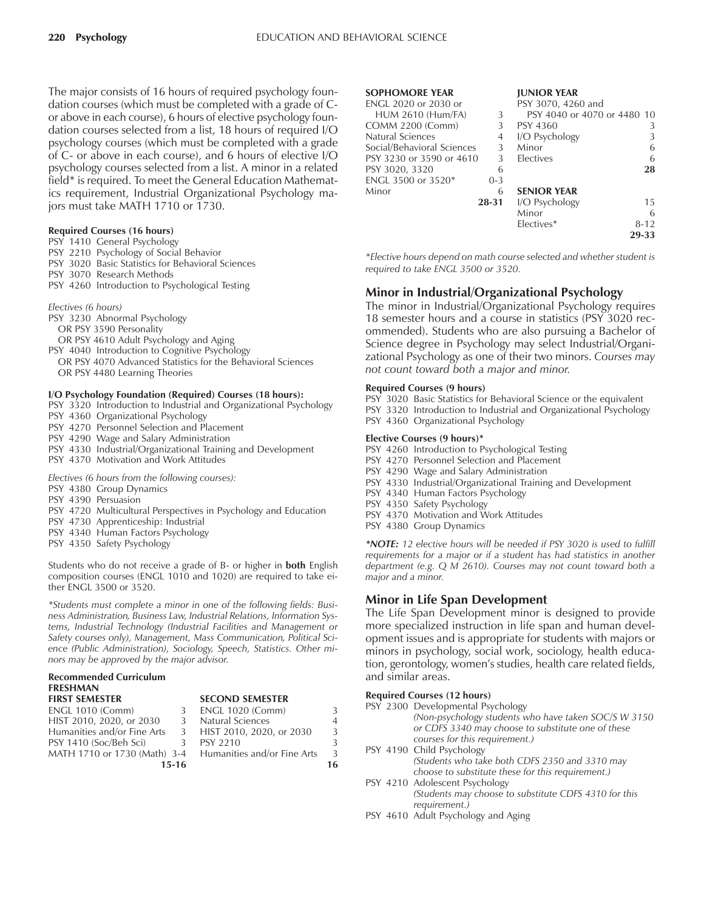The major consists of 16 hours of required psychology foundation courses (which must be completed with a grade of C- or above in each course), 6 hours of elective psychology foundation courses selected from a list, 18 hours of required I/O psychology courses (which must be completed with a grade of C- or above in each course), and 6 hours of elective I/O psychology courses selected from a list. A minor in a related field* is required. To meet the General Education Mathematics requirement, Industrial Organizational Psychology majors must take MATH 1710 or 1730.

**Required Courses (16 hours)**

PSY 1410 General Psychology
PSY 2210 Psychology of Social Behavior
PSY 3020 Basic Statistics for Behavioral Sciences
PSY 3070 Research Methods
PSY 4260 Introduction to Psychological Testing

*Electives (6 hours)*

PSY 3230 Abnormal Psychology
OR PSY 3590 Personality
OR PSY 4610 Adult Psychology and Aging
PSY 4040 Introduction to Cognitive Psychology
OR PSY 4070 Advanced Statistics for the Behavioral Sciences
OR PSY 4480 Learning Theories

**I/O Psychology Foundation (Required) Courses (18 hours):**

PSY 3320 Introduction to Industrial and Organizational Psychology
PSY 4360 Organizational Psychology
PSY 4270 Personnel Selection and Placement
PSY 4290 Wage and Salary Administration
PSY 4330 Industrial/Organizational Training and Development
PSY 4370 Motivation and Work Attitudes

*Electives (6 hours from the following courses):*

PSY 4380 Group Dynamics
PSY 4390 Persuasion
PSY 4720 Multicultural Perspectives in Psychology and Education
PSY 4730 Apprenticeship: Industrial
PSY 4340 Human Factors Psychology
PSY 4350 Safety Psychology

Students who do not receive a grade of B- or higher in **both** English composition courses (ENGL 1010 and 1020) are required to take either ENGL 3500 or 3520.

*\*Students must complete a minor in one of the following fields: Business Administration, Business Law, Industrial Relations, Information Systems, Industrial Technology (Industrial Facilities and Management or Safety courses only), Management, Mass Communication, Political Science (Public Administration), Sociology, Speech, Statistics. Other minors may be approved by the major advisor.*

**Recommended Curriculum**

**FRESHMAN**

| FIRST SEMESTER | | SECOND SEMESTER | |
|---|---|---|---|
| ENGL 1010 (Comm) | 3 | ENGL 1020 (Comm) | 3 |
| HIST 2010, 2020, or 2030 | 3 | Natural Sciences | 4 |
| Humanities and/or Fine Arts | 3 | HIST 2010, 2020, or 2030 | 3 |
| PSY 1410 (Soc/Beh Sci) | 3 | PSY 2210 | 3 |
| MATH 1710 or 1730 (Math) | 3-4 | Humanities and/or Fine Arts | 3 |
| | **15-16** | | **16** |

**SOPHOMORE YEAR**

| | |
|---|---|
| ENGL 2020 or 2030 or HUM 2610 (Hum/FA) | 3 |
| COMM 2200 (Comm) | 3 |
| Natural Sciences | 4 |
| Social/Behavioral Sciences | 3 |
| PSY 3230 or 3590 or 4610 | 3 |
| PSY 3020, 3320 | 6 |
| ENGL 3500 or 3520* | 0-3 |
| Minor | 6 |
| | **28-31** |

**JUNIOR YEAR**

| | |
|---|---|
| PSY 3070, 4260 and PSY 4040 or 4070 or 4480 | 10 |
| PSY 4360 | 3 |
| I/O Psychology | 3 |
| Minor | 6 |
| Electives | 6 |
| | **28** |

**SENIOR YEAR**

| | |
|---|---|
| I/O Psychology | 15 |
| Minor | 6 |
| Electives* | 8-12 |
| | **29-33** |

*\*Elective hours depend on math course selected and whether student is required to take ENGL 3500 or 3520.*

## Minor in Industrial/Organizational Psychology

The minor in Industrial/Organizational Psychology requires 18 semester hours and a course in statistics (PSY 3020 recommended). Students who are also pursuing a Bachelor of Science degree in Psychology may select Industrial/Organizational Psychology as one of their two minors. *Courses may not count toward both a major and minor.*

**Required Courses (9 hours)**

PSY 3020 Basic Statistics for Behavioral Science or the equivalent
PSY 3320 Introduction to Industrial and Organizational Psychology
PSY 4360 Organizational Psychology

**Elective Courses (9 hours)\***

PSY 4260 Introduction to Psychological Testing
PSY 4270 Personnel Selection and Placement
PSY 4290 Wage and Salary Administration
PSY 4330 Industrial/Organizational Training and Development
PSY 4340 Human Factors Psychology
PSY 4350 Safety Psychology
PSY 4370 Motivation and Work Attitudes
PSY 4380 Group Dynamics

***\*NOTE:** 12 elective hours will be needed if PSY 3020 is used to fulfill requirements for a major or if a student has had statistics in another department (e.g. Q M 2610). Courses may not count toward both a major and a minor.*

## Minor in Life Span Development

The Life Span Development minor is designed to provide more specialized instruction in life span and human development issues and is appropriate for students with majors or minors in psychology, social work, sociology, health education, gerontology, women's studies, health care related fields, and similar areas.

**Required Courses (12 hours)**

PSY 2300 Developmental Psychology
*(Non-psychology students who have taken SOC/S W 3150 or CDFS 3340 may choose to substitute one of these courses for this requirement.)*
PSY 4190 Child Psychology
*(Students who take both CDFS 2350 and 3310 may choose to substitute these for this requirement.)*
PSY 4210 Adolescent Psychology
*(Students may choose to substitute CDFS 4310 for this requirement.)*
PSY 4610 Adult Psychology and Aging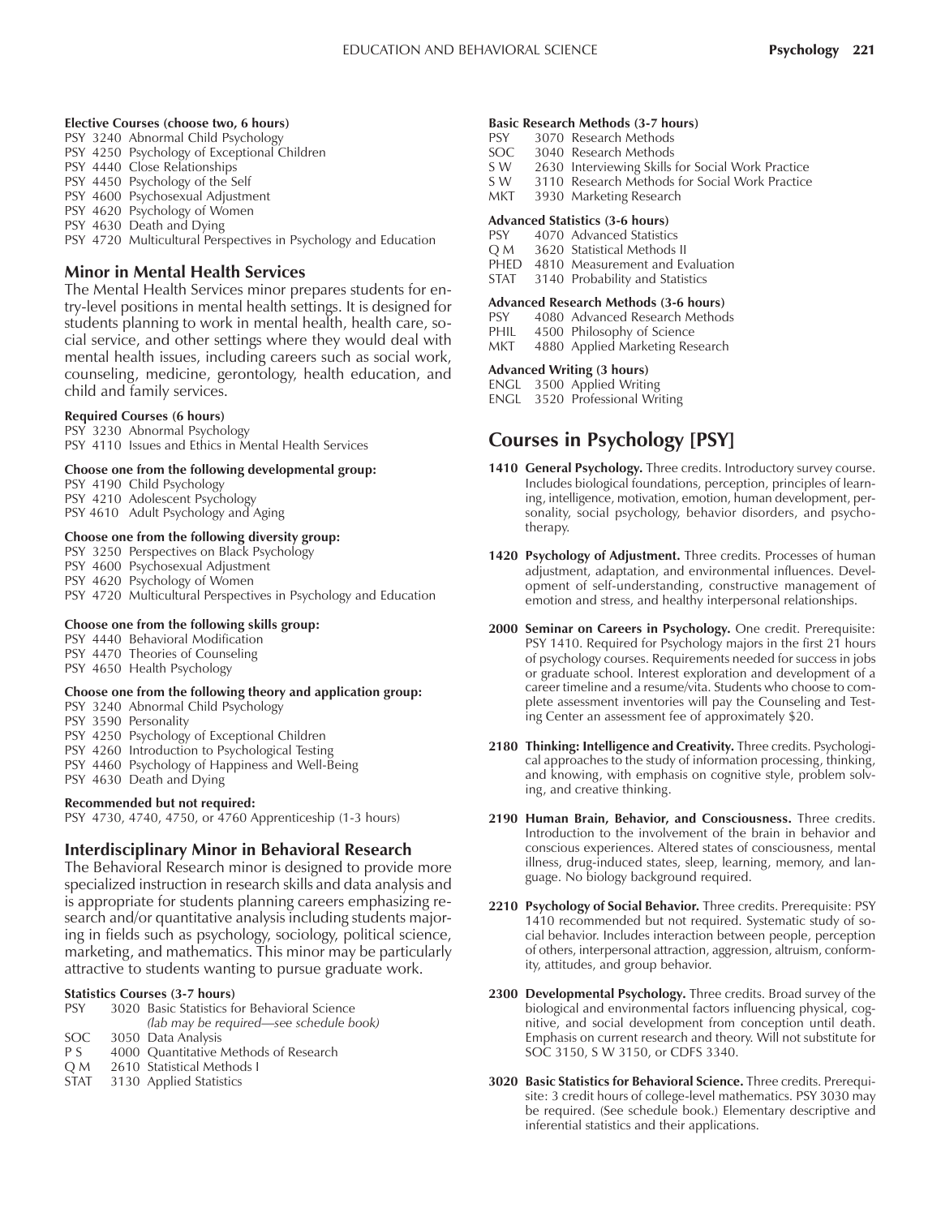**Elective Courses (choose two, 6 hours)**

PSY 3240 Abnormal Child Psychology
PSY 4250 Psychology of Exceptional Children
PSY 4440 Close Relationships
PSY 4450 Psychology of the Self
PSY 4600 Psychosexual Adjustment
PSY 4620 Psychology of Women
PSY 4630 Death and Dying
PSY 4720 Multicultural Perspectives in Psychology and Education

## Minor in Mental Health Services

The Mental Health Services minor prepares students for entry-level positions in mental health settings. It is designed for students planning to work in mental health, health care, social service, and other settings where they would deal with mental health issues, including careers such as social work, counseling, medicine, gerontology, health education, and child and family services.

**Required Courses (6 hours)**

PSY 3230 Abnormal Psychology
PSY 4110 Issues and Ethics in Mental Health Services

**Choose one from the following developmental group:**

PSY 4190 Child Psychology
PSY 4210 Adolescent Psychology
PSY 4610 Adult Psychology and Aging

**Choose one from the following diversity group:**

PSY 3250 Perspectives on Black Psychology
PSY 4600 Psychosexual Adjustment
PSY 4620 Psychology of Women
PSY 4720 Multicultural Perspectives in Psychology and Education

**Choose one from the following skills group:**

PSY 4440 Behavioral Modification
PSY 4470 Theories of Counseling
PSY 4650 Health Psychology

**Choose one from the following theory and application group:**

PSY 3240 Abnormal Child Psychology
PSY 3590 Personality
PSY 4250 Psychology of Exceptional Children
PSY 4260 Introduction to Psychological Testing
PSY 4460 Psychology of Happiness and Well-Being
PSY 4630 Death and Dying

**Recommended but not required:**

PSY 4730, 4740, 4750, or 4760 Apprenticeship (1-3 hours)

## Interdisciplinary Minor in Behavioral Research

The Behavioral Research minor is designed to provide more specialized instruction in research skills and data analysis and is appropriate for students planning careers emphasizing research and/or quantitative analysis including students majoring in fields such as psychology, sociology, political science, marketing, and mathematics. This minor may be particularly attractive to students wanting to pursue graduate work.

**Statistics Courses (3-7 hours)**

PSY 3020 Basic Statistics for Behavioral Science *(lab may be required—see schedule book)*
SOC 3050 Data Analysis
P S 4000 Quantitative Methods of Research
Q M 2610 Statistical Methods I
STAT 3130 Applied Statistics

**Basic Research Methods (3-7 hours)**

PSY 3070 Research Methods
SOC 3040 Research Methods
S W 2630 Interviewing Skills for Social Work Practice
S W 3110 Research Methods for Social Work Practice
MKT 3930 Marketing Research

**Advanced Statistics (3-6 hours)**

PSY 4070 Advanced Statistics
Q M 3620 Statistical Methods II
PHED 4810 Measurement and Evaluation
STAT 3140 Probability and Statistics

**Advanced Research Methods (3-6 hours)**

PSY 4080 Advanced Research Methods
PHIL 4500 Philosophy of Science
MKT 4880 Applied Marketing Research

**Advanced Writing (3 hours)**

ENGL 3500 Applied Writing
ENGL 3520 Professional Writing

## Courses in Psychology [PSY]

**1410 General Psychology.** Three credits. Introductory survey course. Includes biological foundations, perception, principles of learning, intelligence, motivation, emotion, human development, personality, social psychology, behavior disorders, and psychotherapy.

**1420 Psychology of Adjustment.** Three credits. Processes of human adjustment, adaptation, and environmental influences. Development of self-understanding, constructive management of emotion and stress, and healthy interpersonal relationships.

**2000 Seminar on Careers in Psychology.** One credit. Prerequisite: PSY 1410. Required for Psychology majors in the first 21 hours of psychology courses. Requirements needed for success in jobs or graduate school. Interest exploration and development of a career timeline and a resume/vita. Students who choose to complete assessment inventories will pay the Counseling and Testing Center an assessment fee of approximately $20.

**2180 Thinking: Intelligence and Creativity.** Three credits. Psychological approaches to the study of information processing, thinking, and knowing, with emphasis on cognitive style, problem solving, and creative thinking.

**2190 Human Brain, Behavior, and Consciousness.** Three credits. Introduction to the involvement of the brain in behavior and conscious experiences. Altered states of consciousness, mental illness, drug-induced states, sleep, learning, memory, and language. No biology background required.

**2210 Psychology of Social Behavior.** Three credits. Prerequisite: PSY 1410 recommended but not required. Systematic study of social behavior. Includes interaction between people, perception of others, interpersonal attraction, aggression, altruism, conformity, attitudes, and group behavior.

**2300 Developmental Psychology.** Three credits. Broad survey of the biological and environmental factors influencing physical, cognitive, and social development from conception until death. Emphasis on current research and theory. Will not substitute for SOC 3150, S W 3150, or CDFS 3340.

**3020 Basic Statistics for Behavioral Science.** Three credits. Prerequisite: 3 credit hours of college-level mathematics. PSY 3030 may be required. (See schedule book.) Elementary descriptive and inferential statistics and their applications.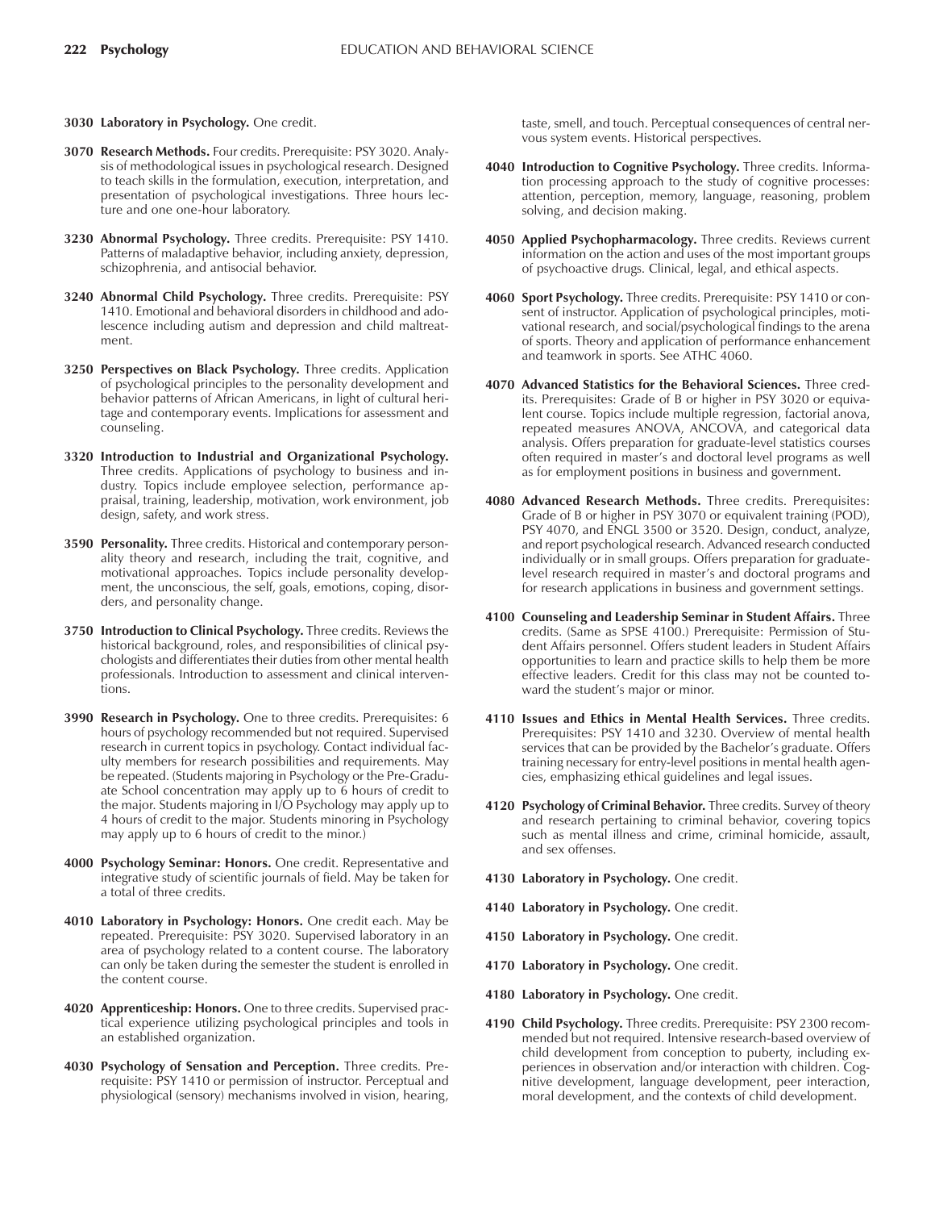**3030 Laboratory in Psychology.** One credit.

**3070 Research Methods.** Four credits. Prerequisite: PSY 3020. Analysis of methodological issues in psychological research. Designed to teach skills in the formulation, execution, interpretation, and presentation of psychological investigations. Three hours lecture and one one-hour laboratory.

**3230 Abnormal Psychology.** Three credits. Prerequisite: PSY 1410. Patterns of maladaptive behavior, including anxiety, depression, schizophrenia, and antisocial behavior.

**3240 Abnormal Child Psychology.** Three credits. Prerequisite: PSY 1410. Emotional and behavioral disorders in childhood and adolescence including autism and depression and child maltreatment.

**3250 Perspectives on Black Psychology.** Three credits. Application of psychological principles to the personality development and behavior patterns of African Americans, in light of cultural heritage and contemporary events. Implications for assessment and counseling.

**3320 Introduction to Industrial and Organizational Psychology.** Three credits. Applications of psychology to business and industry. Topics include employee selection, performance appraisal, training, leadership, motivation, work environment, job design, safety, and work stress.

**3590 Personality.** Three credits. Historical and contemporary personality theory and research, including the trait, cognitive, and motivational approaches. Topics include personality development, the unconscious, the self, goals, emotions, coping, disorders, and personality change.

**3750 Introduction to Clinical Psychology.** Three credits. Reviews the historical background, roles, and responsibilities of clinical psychologists and differentiates their duties from other mental health professionals. Introduction to assessment and clinical interventions.

**3990 Research in Psychology.** One to three credits. Prerequisites: 6 hours of psychology recommended but not required. Supervised research in current topics in psychology. Contact individual faculty members for research possibilities and requirements. May be repeated. (Students majoring in Psychology or the Pre-Graduate School concentration may apply up to 6 hours of credit to the major. Students majoring in I/O Psychology may apply up to 4 hours of credit to the major. Students minoring in Psychology may apply up to 6 hours of credit to the minor.)

**4000 Psychology Seminar: Honors.** One credit. Representative and integrative study of scientific journals of field. May be taken for a total of three credits.

**4010 Laboratory in Psychology: Honors.** One credit each. May be repeated. Prerequisite: PSY 3020. Supervised laboratory in an area of psychology related to a content course. The laboratory can only be taken during the semester the student is enrolled in the content course.

**4020 Apprenticeship: Honors.** One to three credits. Supervised practical experience utilizing psychological principles and tools in an established organization.

**4030 Psychology of Sensation and Perception.** Three credits. Prerequisite: PSY 1410 or permission of instructor. Perceptual and physiological (sensory) mechanisms involved in vision, hearing, taste, smell, and touch. Perceptual consequences of central nervous system events. Historical perspectives.

**4040 Introduction to Cognitive Psychology.** Three credits. Information processing approach to the study of cognitive processes: attention, perception, memory, language, reasoning, problem solving, and decision making.

**4050 Applied Psychopharmacology.** Three credits. Reviews current information on the action and uses of the most important groups of psychoactive drugs. Clinical, legal, and ethical aspects.

**4060 Sport Psychology.** Three credits. Prerequisite: PSY 1410 or consent of instructor. Application of psychological principles, motivational research, and social/psychological findings to the arena of sports. Theory and application of performance enhancement and teamwork in sports. See ATHC 4060.

**4070 Advanced Statistics for the Behavioral Sciences.** Three credits. Prerequisites: Grade of B or higher in PSY 3020 or equivalent course. Topics include multiple regression, factorial anova, repeated measures ANOVA, ANCOVA, and categorical data analysis. Offers preparation for graduate-level statistics courses often required in master's and doctoral level programs as well as for employment positions in business and government.

**4080 Advanced Research Methods.** Three credits. Prerequisites: Grade of B or higher in PSY 3070 or equivalent training (POD), PSY 4070, and ENGL 3500 or 3520. Design, conduct, analyze, and report psychological research. Advanced research conducted individually or in small groups. Offers preparation for graduate-level research required in master's and doctoral programs and for research applications in business and government settings.

**4100 Counseling and Leadership Seminar in Student Affairs.** Three credits. (Same as SPSE 4100.) Prerequisite: Permission of Student Affairs personnel. Offers student leaders in Student Affairs opportunities to learn and practice skills to help them be more effective leaders. Credit for this class may not be counted toward the student's major or minor.

**4110 Issues and Ethics in Mental Health Services.** Three credits. Prerequisites: PSY 1410 and 3230. Overview of mental health services that can be provided by the Bachelor's graduate. Offers training necessary for entry-level positions in mental health agencies, emphasizing ethical guidelines and legal issues.

**4120 Psychology of Criminal Behavior.** Three credits. Survey of theory and research pertaining to criminal behavior, covering topics such as mental illness and crime, criminal homicide, assault, and sex offenses.

**4130 Laboratory in Psychology.** One credit.

**4140 Laboratory in Psychology.** One credit.

**4150 Laboratory in Psychology.** One credit.

**4170 Laboratory in Psychology.** One credit.

**4180 Laboratory in Psychology.** One credit.

**4190 Child Psychology.** Three credits. Prerequisite: PSY 2300 recommended but not required. Intensive research-based overview of child development from conception to puberty, including experiences in observation and/or interaction with children. Cognitive development, language development, peer interaction, moral development, and the contexts of child development.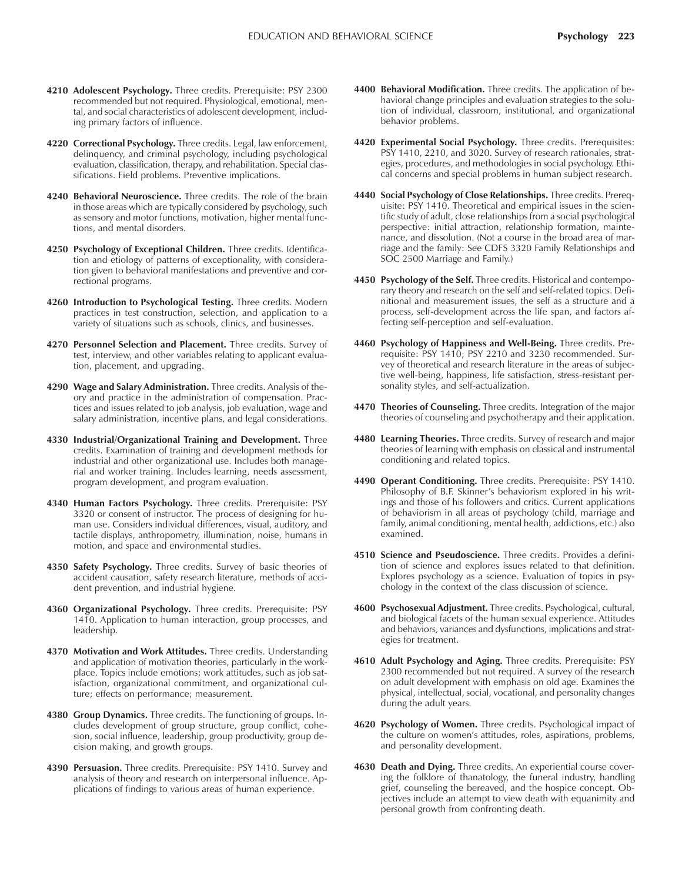**4210 Adolescent Psychology.** Three credits. Prerequisite: PSY 2300 recommended but not required. Physiological, emotional, mental, and social characteristics of adolescent development, including primary factors of influence.

**4220 Correctional Psychology.** Three credits. Legal, law enforcement, delinquency, and criminal psychology, including psychological evaluation, classification, therapy, and rehabilitation. Special classifications. Field problems. Preventive implications.

**4240 Behavioral Neuroscience.** Three credits. The role of the brain in those areas which are typically considered by psychology, such as sensory and motor functions, motivation, higher mental functions, and mental disorders.

**4250 Psychology of Exceptional Children.** Three credits. Identification and etiology of patterns of exceptionality, with consideration given to behavioral manifestations and preventive and correctional programs.

**4260 Introduction to Psychological Testing.** Three credits. Modern practices in test construction, selection, and application to a variety of situations such as schools, clinics, and businesses.

**4270 Personnel Selection and Placement.** Three credits. Survey of test, interview, and other variables relating to applicant evaluation, placement, and upgrading.

**4290 Wage and Salary Administration.** Three credits. Analysis of theory and practice in the administration of compensation. Practices and issues related to job analysis, job evaluation, wage and salary administration, incentive plans, and legal considerations.

**4330 Industrial/Organizational Training and Development.** Three credits. Examination of training and development methods for industrial and other organizational use. Includes both managerial and worker training. Includes learning, needs assessment, program development, and program evaluation.

**4340 Human Factors Psychology.** Three credits. Prerequisite: PSY 3320 or consent of instructor. The process of designing for human use. Considers individual differences, visual, auditory, and tactile displays, anthropometry, illumination, noise, humans in motion, and space and environmental studies.

**4350 Safety Psychology.** Three credits. Survey of basic theories of accident causation, safety research literature, methods of accident prevention, and industrial hygiene.

**4360 Organizational Psychology.** Three credits. Prerequisite: PSY 1410. Application to human interaction, group processes, and leadership.

**4370 Motivation and Work Attitudes.** Three credits. Understanding and application of motivation theories, particularly in the workplace. Topics include emotions; work attitudes, such as job satisfaction, organizational commitment, and organizational culture; effects on performance; measurement.

**4380 Group Dynamics.** Three credits. The functioning of groups. Includes development of group structure, group conflict, cohesion, social influence, leadership, group productivity, group decision making, and growth groups.

**4390 Persuasion.** Three credits. Prerequisite: PSY 1410. Survey and analysis of theory and research on interpersonal influence. Applications of findings to various areas of human experience.

**4400 Behavioral Modification.** Three credits. The application of behavioral change principles and evaluation strategies to the solution of individual, classroom, institutional, and organizational behavior problems.

**4420 Experimental Social Psychology.** Three credits. Prerequisites: PSY 1410, 2210, and 3020. Survey of research rationales, strategies, procedures, and methodologies in social psychology. Ethical concerns and special problems in human subject research.

**4440 Social Psychology of Close Relationships.** Three credits. Prerequisite: PSY 1410. Theoretical and empirical issues in the scientific study of adult, close relationships from a social psychological perspective: initial attraction, relationship formation, maintenance, and dissolution. (Not a course in the broad area of marriage and the family: See CDFS 3320 Family Relationships and SOC 2500 Marriage and Family.)

**4450 Psychology of the Self.** Three credits. Historical and contemporary theory and research on the self and self-related topics. Definitional and measurement issues, the self as a structure and a process, self-development across the life span, and factors affecting self-perception and self-evaluation.

**4460 Psychology of Happiness and Well-Being.** Three credits. Prerequisite: PSY 1410; PSY 2210 and 3230 recommended. Survey of theoretical and research literature in the areas of subjective well-being, happiness, life satisfaction, stress-resistant personality styles, and self-actualization.

**4470 Theories of Counseling.** Three credits. Integration of the major theories of counseling and psychotherapy and their application.

**4480 Learning Theories.** Three credits. Survey of research and major theories of learning with emphasis on classical and instrumental conditioning and related topics.

**4490 Operant Conditioning.** Three credits. Prerequisite: PSY 1410. Philosophy of B.F. Skinner's behaviorism explored in his writings and those of his followers and critics. Current applications of behaviorism in all areas of psychology (child, marriage and family, animal conditioning, mental health, addictions, etc.) also examined.

**4510 Science and Pseudoscience.** Three credits. Provides a definition of science and explores issues related to that definition. Explores psychology as a science. Evaluation of topics in psychology in the context of the class discussion of science.

**4600 Psychosexual Adjustment.** Three credits. Psychological, cultural, and biological facets of the human sexual experience. Attitudes and behaviors, variances and dysfunctions, implications and strategies for treatment.

**4610 Adult Psychology and Aging.** Three credits. Prerequisite: PSY 2300 recommended but not required. A survey of the research on adult development with emphasis on old age. Examines the physical, intellectual, social, vocational, and personality changes during the adult years.

**4620 Psychology of Women.** Three credits. Psychological impact of the culture on women's attitudes, roles, aspirations, problems, and personality development.

**4630 Death and Dying.** Three credits. An experiential course covering the folklore of thanatology, the funeral industry, handling grief, counseling the bereaved, and the hospice concept. Objectives include an attempt to view death with equanimity and personal growth from confronting death.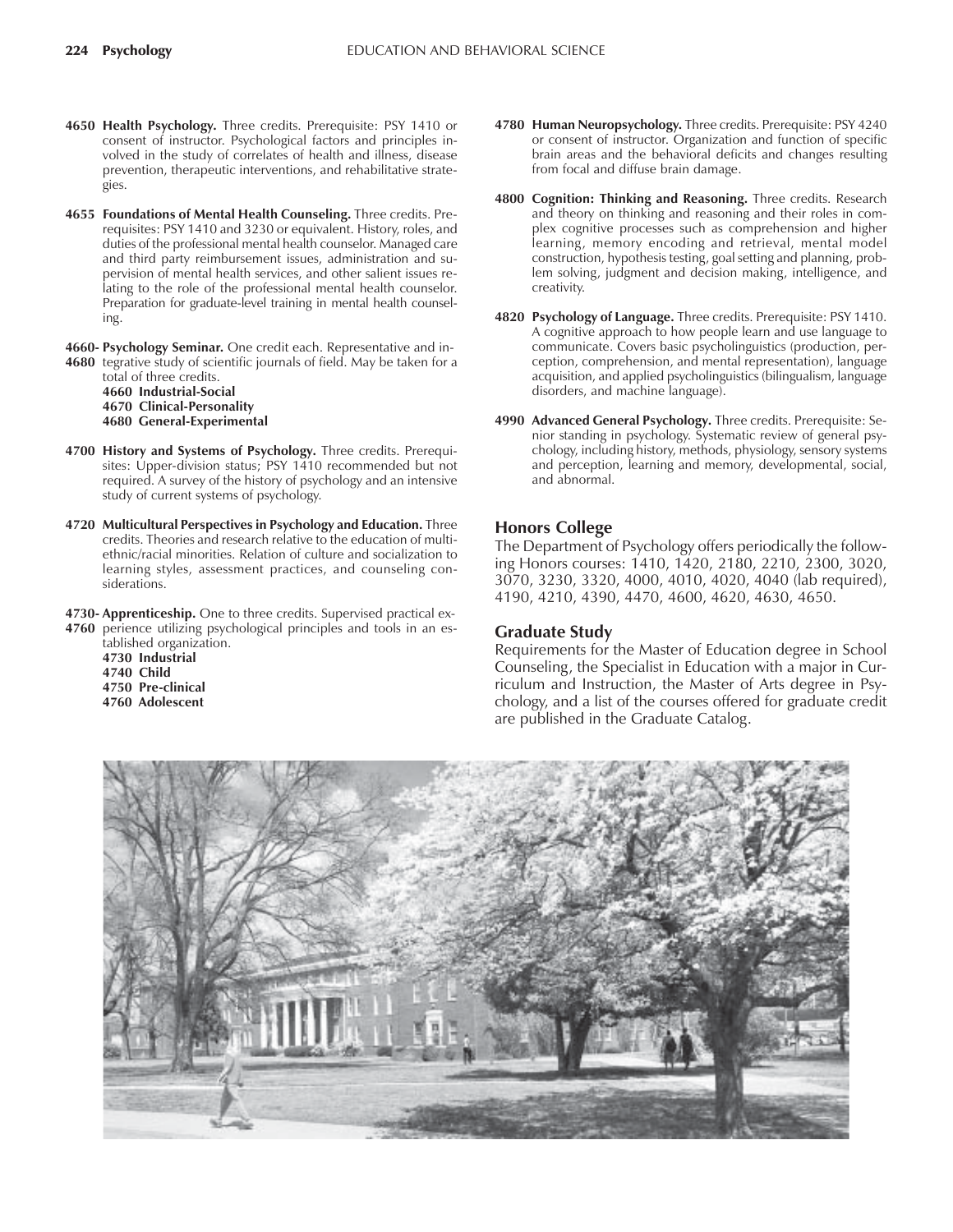**4650 Health Psychology.** Three credits. Prerequisite: PSY 1410 or consent of instructor. Psychological factors and principles involved in the study of correlates of health and illness, disease prevention, therapeutic interventions, and rehabilitative strategies.

**4655 Foundations of Mental Health Counseling.** Three credits. Prerequisites: PSY 1410 and 3230 or equivalent. History, roles, and duties of the professional mental health counselor. Managed care and third party reimbursement issues, administration and supervision of mental health services, and other salient issues relating to the role of the professional mental health counselor. Preparation for graduate-level training in mental health counseling.

**4660- 4680 Psychology Seminar.** One credit each. Representative and integrative study of scientific journals of field. May be taken for a total of three credits.

- **4660 Industrial-Social**
- **4670 Clinical-Personality**
- **4680 General-Experimental**

**4700 History and Systems of Psychology.** Three credits. Prerequisites: Upper-division status; PSY 1410 recommended but not required. A survey of the history of psychology and an intensive study of current systems of psychology.

**4720 Multicultural Perspectives in Psychology and Education.** Three credits. Theories and research relative to the education of multiethnic/racial minorities. Relation of culture and socialization to learning styles, assessment practices, and counseling considerations.

**4730- 4760 Apprenticeship.** One to three credits. Supervised practical experience utilizing psychological principles and tools in an established organization.

- **4730 Industrial**
- **4740 Child**
- **4750 Pre-clinical**
- **4760 Adolescent**

**4780 Human Neuropsychology.** Three credits. Prerequisite: PSY 4240 or consent of instructor. Organization and function of specific brain areas and the behavioral deficits and changes resulting from focal and diffuse brain damage.

**4800 Cognition: Thinking and Reasoning.** Three credits. Research and theory on thinking and reasoning and their roles in complex cognitive processes such as comprehension and higher learning, memory encoding and retrieval, mental model construction, hypothesis testing, goal setting and planning, problem solving, judgment and decision making, intelligence, and creativity.

**4820 Psychology of Language.** Three credits. Prerequisite: PSY 1410. A cognitive approach to how people learn and use language to communicate. Covers basic psycholinguistics (production, perception, comprehension, and mental representation), language acquisition, and applied psycholinguistics (bilingualism, language disorders, and machine language).

**4990 Advanced General Psychology.** Three credits. Prerequisite: Senior standing in psychology. Systematic review of general psychology, including history, methods, physiology, sensory systems and perception, learning and memory, developmental, social, and abnormal.

## Honors College

The Department of Psychology offers periodically the following Honors courses: 1410, 1420, 2180, 2210, 2300, 3020, 3070, 3230, 3320, 4000, 4010, 4020, 4040 (lab required), 4190, 4210, 4390, 4470, 4600, 4620, 4630, 4650.

## Graduate Study

Requirements for the Master of Education degree in School Counseling, the Specialist in Education with a major in Curriculum and Instruction, the Master of Arts degree in Psychology, and a list of the courses offered for graduate credit are published in the Graduate Catalog.